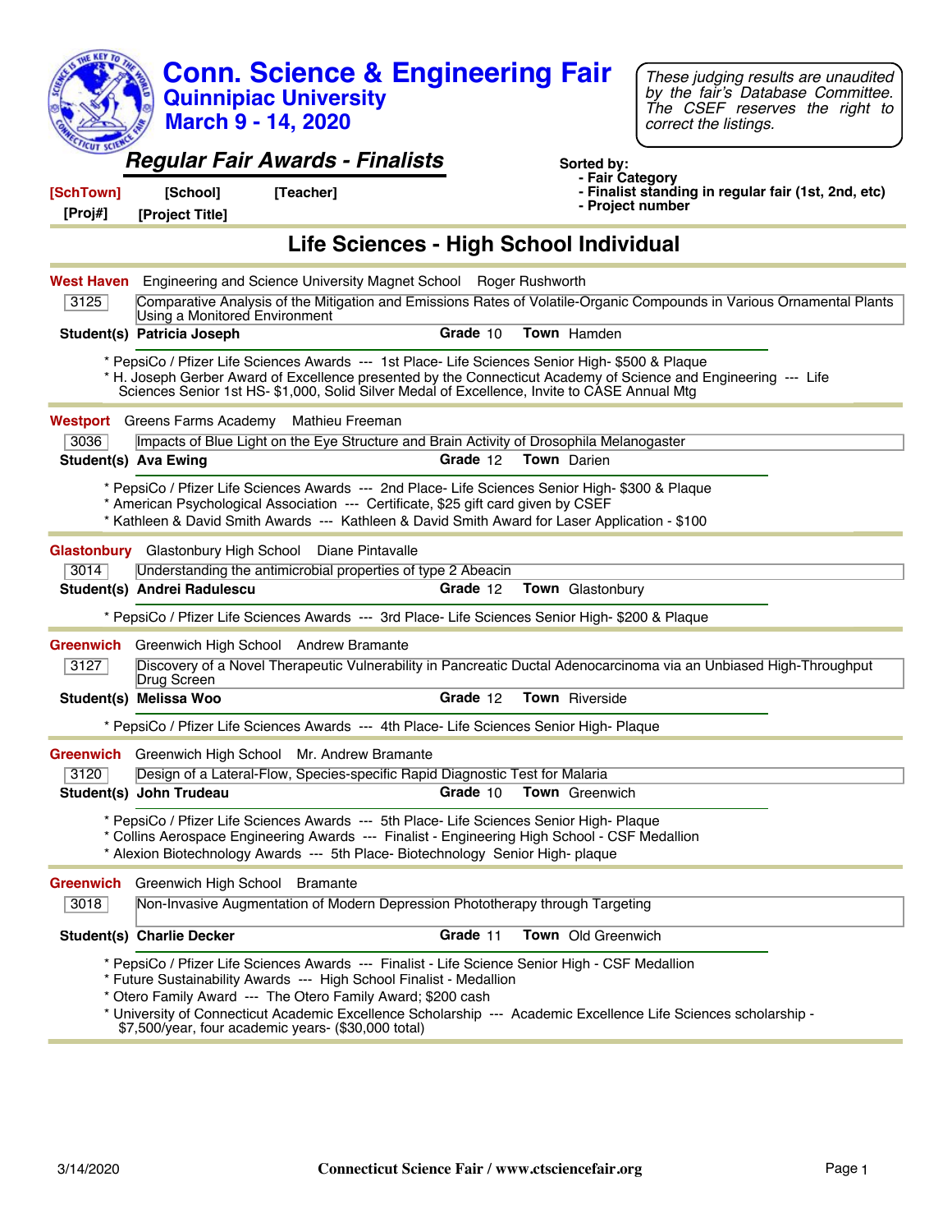# Conn. Science & Engineering Fair
## Quinnipiac University
## March 9 - 14, 2020

*These judging results are unaudited by the fair's Database Committee. The CSEF reserves the right to correct the listings.*

## *Regular Fair Awards - Finalists*

**Sorted by:**
- **Fair Category**
- **Finalist standing in regular fair (1st, 2nd, etc)**
- **Project number**

**[SchTown]** **[School]** **[Teacher]**
**[Proj#]** **[Project Title]**

## Life Sciences - High School Individual

**West Haven** Engineering and Science University Magnet School Roger Rushworth

3125 Comparative Analysis of the Mitigation and Emissions Rates of Volatile-Organic Compounds in Various Ornamental Plants Using a Monitored Environment

**Student(s) Patricia Joseph** **Grade** 10 **Town** Hamden

* PepsiCo / Pfizer Life Sciences Awards --- 1st Place- Life Sciences Senior High- $500 & Plaque
* H. Joseph Gerber Award of Excellence presented by the Connecticut Academy of Science and Engineering --- Life Sciences Senior 1st HS- $1,000, Solid Silver Medal of Excellence, Invite to CASE Annual Mtg

---

**Westport** Greens Farms Academy Mathieu Freeman

3036 Impacts of Blue Light on the Eye Structure and Brain Activity of Drosophila Melanogaster

**Student(s) Ava Ewing** **Grade** 12 **Town** Darien

* PepsiCo / Pfizer Life Sciences Awards --- 2nd Place- Life Sciences Senior High- $300 & Plaque
* American Psychological Association --- Certificate, $25 gift card given by CSEF
* Kathleen & David Smith Awards --- Kathleen & David Smith Award for Laser Application - $100

---

**Glastonbury** Glastonbury High School Diane Pintavalle

3014 Understanding the antimicrobial properties of type 2 Abeacin

**Student(s) Andrei Radulescu** **Grade** 12 **Town** Glastonbury

* PepsiCo / Pfizer Life Sciences Awards --- 3rd Place- Life Sciences Senior High- $200 & Plaque

---

**Greenwich** Greenwich High School Andrew Bramante

3127 Discovery of a Novel Therapeutic Vulnerability in Pancreatic Ductal Adenocarcinoma via an Unbiased High-Throughput Drug Screen

**Student(s) Melissa Woo** **Grade** 12 **Town** Riverside

* PepsiCo / Pfizer Life Sciences Awards --- 4th Place- Life Sciences Senior High- Plaque

---

**Greenwich** Greenwich High School Mr. Andrew Bramante

3120 Design of a Lateral-Flow, Species-specific Rapid Diagnostic Test for Malaria

**Student(s) John Trudeau** **Grade** 10 **Town** Greenwich

* PepsiCo / Pfizer Life Sciences Awards --- 5th Place- Life Sciences Senior High- Plaque
* Collins Aerospace Engineering Awards --- Finalist - Engineering High School - CSF Medallion
* Alexion Biotechnology Awards --- 5th Place- Biotechnology Senior High- plaque

---

**Greenwich** Greenwich High School Bramante

3018 Non-Invasive Augmentation of Modern Depression Phototherapy through Targeting

**Student(s) Charlie Decker** **Grade** 11 **Town** Old Greenwich

* PepsiCo / Pfizer Life Sciences Awards --- Finalist - Life Science Senior High - CSF Medallion
* Future Sustainability Awards --- High School Finalist - Medallion
* Otero Family Award --- The Otero Family Award; $200 cash
* University of Connecticut Academic Excellence Scholarship --- Academic Excellence Life Sciences scholarship - $7,500/year, four academic years- ($30,000 total)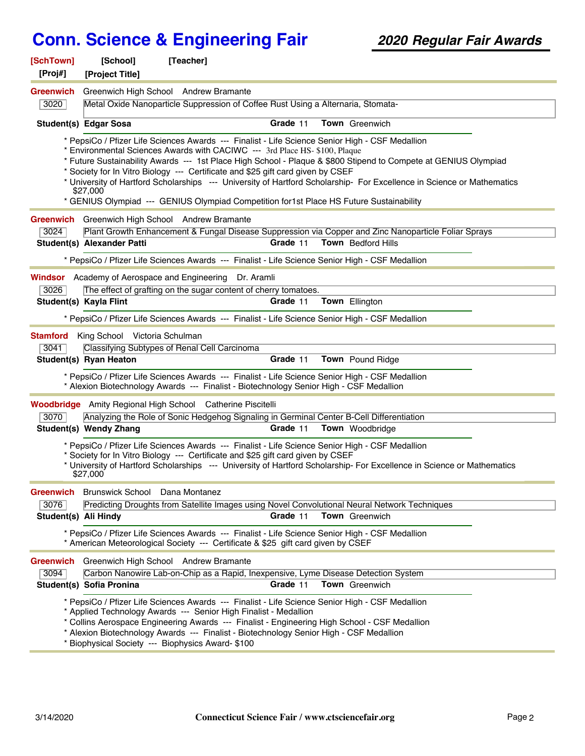# Conn. Science & Engineering Fair

## *2020 Regular Fair Awards*

**[SchTown]** **[School]** **[Teacher]**
**[Proj#]** **[Project Title]**

---

**Greenwich** Greenwich High School Andrew Bramante

3020 | Metal Oxide Nanoparticle Suppression of Coffee Rust Using a Alternaria, Stomata-

**Student(s) Edgar Sosa** **Grade** 11 **Town** Greenwich

* PepsiCo / Pfizer Life Sciences Awards --- Finalist - Life Science Senior High - CSF Medallion
* Environmental Sciences Awards with CACIWC --- 3rd Place HS- $100, Plaque
* Future Sustainability Awards --- 1st Place High School - Plaque & $800 Stipend to Compete at GENIUS Olympiad
* Society for In Vitro Biology --- Certificate and $25 gift card given by CSEF
* University of Hartford Scholarships --- University of Hartford Scholarship- For Excellence in Science or Mathematics $27,000
* GENIUS Olympiad --- GENIUS Olympiad Competition for1st Place HS Future Sustainability

---

**Greenwich** Greenwich High School Andrew Bramante

3024 | Plant Growth Enhancement & Fungal Disease Suppression via Copper and Zinc Nanoparticle Foliar Sprays

**Student(s) Alexander Patti** **Grade** 11 **Town** Bedford Hills

* PepsiCo / Pfizer Life Sciences Awards --- Finalist - Life Science Senior High - CSF Medallion

---

**Windsor** Academy of Aerospace and Engineering Dr. Aramli

3026 | The effect of grafting on the sugar content of cherry tomatoes.

**Student(s) Kayla Flint** **Grade** 11 **Town** Ellington

* PepsiCo / Pfizer Life Sciences Awards --- Finalist - Life Science Senior High - CSF Medallion

---

**Stamford** King School Victoria Schulman

3041 | Classifying Subtypes of Renal Cell Carcinoma

**Student(s) Ryan Heaton** **Grade** 11 **Town** Pound Ridge

* PepsiCo / Pfizer Life Sciences Awards --- Finalist - Life Science Senior High - CSF Medallion
* Alexion Biotechnology Awards --- Finalist - Biotechnology Senior High - CSF Medallion

---

**Woodbridge** Amity Regional High School Catherine Piscitelli

3070 | Analyzing the Role of Sonic Hedgehog Signaling in Germinal Center B-Cell Differentiation

**Student(s) Wendy Zhang** **Grade** 11 **Town** Woodbridge

* PepsiCo / Pfizer Life Sciences Awards --- Finalist - Life Science Senior High - CSF Medallion
* Society for In Vitro Biology --- Certificate and $25 gift card given by CSEF
* University of Hartford Scholarships --- University of Hartford Scholarship- For Excellence in Science or Mathematics $27,000

---

**Greenwich** Brunswick School Dana Montanez

3076 | Predicting Droughts from Satellite Images using Novel Convolutional Neural Network Techniques

**Student(s) Ali Hindy** **Grade** 11 **Town** Greenwich

* PepsiCo / Pfizer Life Sciences Awards --- Finalist - Life Science Senior High - CSF Medallion
* American Meteorological Society --- Certificate & $25 gift card given by CSEF

---

**Greenwich** Greenwich High School Andrew Bramante

3094 | Carbon Nanowire Lab-on-Chip as a Rapid, Inexpensive, Lyme Disease Detection System

**Student(s) Sofia Pronina** **Grade** 11 **Town** Greenwich

* PepsiCo / Pfizer Life Sciences Awards --- Finalist - Life Science Senior High - CSF Medallion
* Applied Technology Awards --- Senior High Finalist - Medallion
* Collins Aerospace Engineering Awards --- Finalist - Engineering High School - CSF Medallion
* Alexion Biotechnology Awards --- Finalist - Biotechnology Senior High - CSF Medallion
* Biophysical Society --- Biophysics Award- $100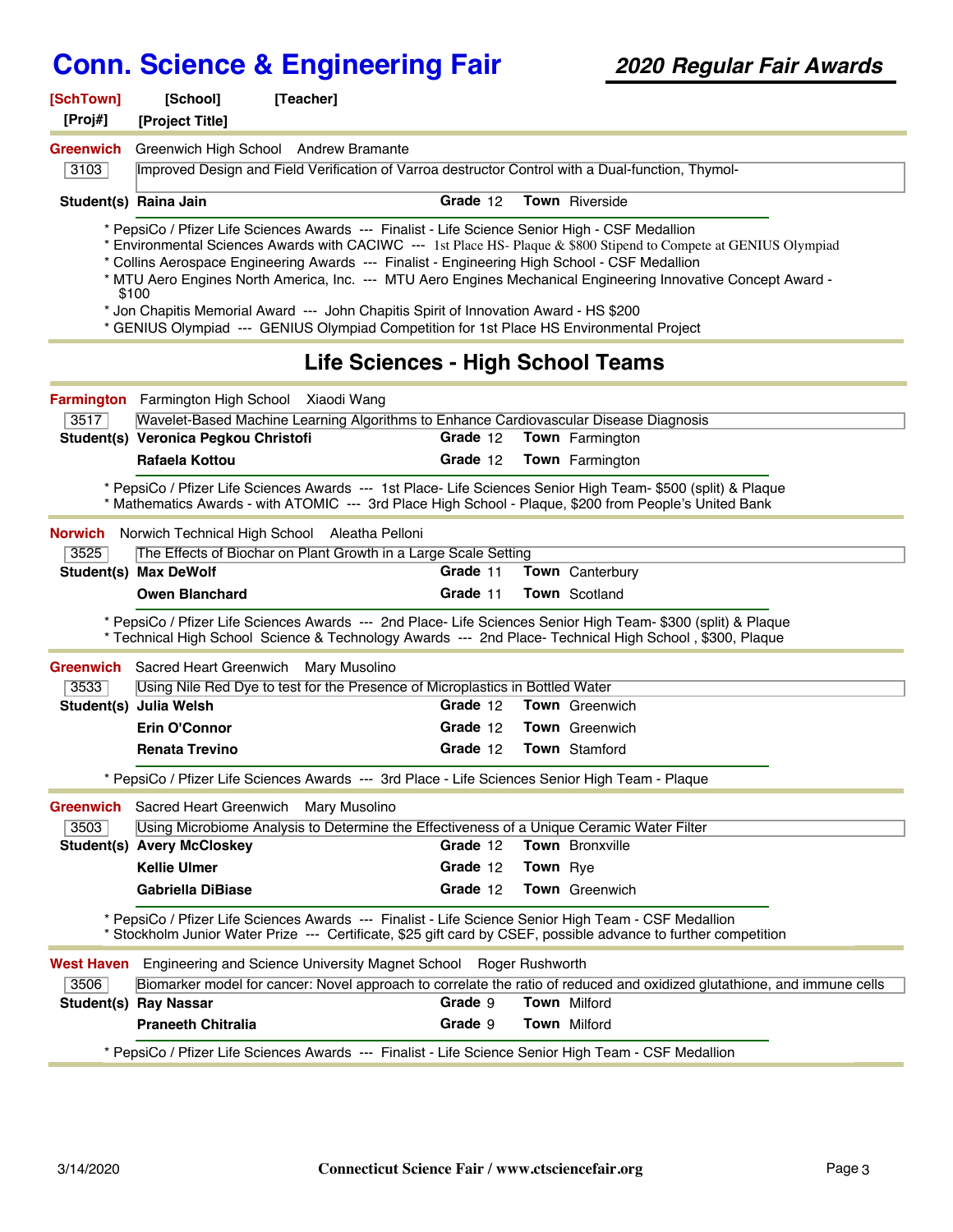**[SchTown]** **[School]** **[Teacher]**
**[Proj#]** **[Project Title]**

**Greenwich** Greenwich High School Andrew Bramante

3103 | Improved Design and Field Verification of Varroa destructor Control with a Dual-function, Thymol-

**Student(s) Raina Jain** **Grade** 12 **Town** Riverside

* PepsiCo / Pfizer Life Sciences Awards --- Finalist - Life Science Senior High - CSF Medallion
* Environmental Sciences Awards with CACIWC --- 1st Place HS- Plaque & $800 Stipend to Compete at GENIUS Olympiad
* Collins Aerospace Engineering Awards --- Finalist - Engineering High School - CSF Medallion
* MTU Aero Engines North America, Inc. --- MTU Aero Engines Mechanical Engineering Innovative Concept Award - $100
* Jon Chapitis Memorial Award --- John Chapitis Spirit of Innovation Award - HS $200
* GENIUS Olympiad --- GENIUS Olympiad Competition for 1st Place HS Environmental Project

## Life Sciences - High School Teams

**Farmington** Farmington High School Xiaodi Wang

3517 | Wavelet-Based Machine Learning Algorithms to Enhance Cardiovascular Disease Diagnosis

**Student(s) Veronica Pegkou Christofi** **Grade** 12 **Town** Farmington
**Rafaela Kottou** **Grade** 12 **Town** Farmington

* PepsiCo / Pfizer Life Sciences Awards --- 1st Place- Life Sciences Senior High Team- $500 (split) & Plaque
* Mathematics Awards - with ATOMIC --- 3rd Place High School - Plaque, $200 from People's United Bank

**Norwich** Norwich Technical High School Aleatha Pelloni

3525 | The Effects of Biochar on Plant Growth in a Large Scale Setting

**Student(s) Max DeWolf** **Grade** 11 **Town** Canterbury
**Owen Blanchard** **Grade** 11 **Town** Scotland

* PepsiCo / Pfizer Life Sciences Awards --- 2nd Place- Life Sciences Senior High Team- $300 (split) & Plaque
* Technical High School Science & Technology Awards --- 2nd Place- Technical High School , $300, Plaque

**Greenwich** Sacred Heart Greenwich Mary Musolino

3533 | Using Nile Red Dye to test for the Presence of Microplastics in Bottled Water

**Student(s) Julia Welsh** **Grade** 12 **Town** Greenwich
**Erin O'Connor** **Grade** 12 **Town** Greenwich
**Renata Trevino** **Grade** 12 **Town** Stamford

* PepsiCo / Pfizer Life Sciences Awards --- 3rd Place - Life Sciences Senior High Team - Plaque

**Greenwich** Sacred Heart Greenwich Mary Musolino

3503 | Using Microbiome Analysis to Determine the Effectiveness of a Unique Ceramic Water Filter

**Student(s) Avery McCloskey** **Grade** 12 **Town** Bronxville
**Kellie Ulmer** **Grade** 12 **Town** Rye
**Gabriella DiBiase** **Grade** 12 **Town** Greenwich

* PepsiCo / Pfizer Life Sciences Awards --- Finalist - Life Science Senior High Team - CSF Medallion
* Stockholm Junior Water Prize --- Certificate, $25 gift card by CSEF, possible advance to further competition

**West Haven** Engineering and Science University Magnet School Roger Rushworth

3506 | Biomarker model for cancer: Novel approach to correlate the ratio of reduced and oxidized glutathione, and immune cells

**Student(s) Ray Nassar** **Grade** 9 **Town** Milford
**Praneeth Chitralia** **Grade** 9 **Town** Milford

* PepsiCo / Pfizer Life Sciences Awards --- Finalist - Life Science Senior High Team - CSF Medallion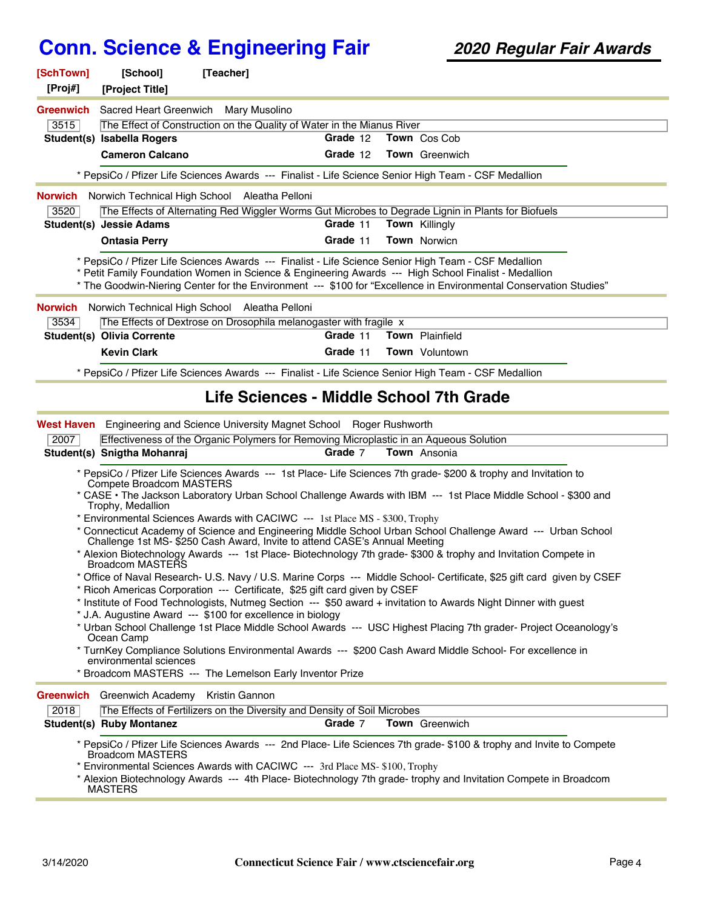# Conn. Science & Engineering Fair

## *2020 Regular Fair Awards*

**[SchTown]** **[School]** **[Teacher]**
**[Proj#]** **[Project Title]**

---

**Greenwich** Sacred Heart Greenwich Mary Musolino

3515 The Effect of Construction on the Quality of Water in the Mianus River

**Student(s)** **Isabella Rogers** **Grade** 12 **Town** Cos Cob
**Cameron Calcano** **Grade** 12 **Town** Greenwich

* PepsiCo / Pfizer Life Sciences Awards --- Finalist - Life Science Senior High Team - CSF Medallion

---

**Norwich** Norwich Technical High School Aleatha Pelloni

3520 The Effects of Alternating Red Wiggler Worms Gut Microbes to Degrade Lignin in Plants for Biofuels

**Student(s)** **Jessie Adams** **Grade** 11 **Town** Killingly
**Ontasia Perry** **Grade** 11 **Town** Norwicn

* PepsiCo / Pfizer Life Sciences Awards --- Finalist - Life Science Senior High Team - CSF Medallion
* Petit Family Foundation Women in Science & Engineering Awards --- High School Finalist - Medallion
* The Goodwin-Niering Center for the Environment --- $100 for "Excellence in Environmental Conservation Studies"

---

**Norwich** Norwich Technical High School Aleatha Pelloni

3534 The Effects of Dextrose on Drosophila melanogaster with fragile x

**Student(s)** **Olivia Corrente** **Grade** 11 **Town** Plainfield
**Kevin Clark** **Grade** 11 **Town** Voluntown

* PepsiCo / Pfizer Life Sciences Awards --- Finalist - Life Science Senior High Team - CSF Medallion

---

## Life Sciences - Middle School 7th Grade

**West Haven** Engineering and Science University Magnet School Roger Rushworth

2007 Effectiveness of the Organic Polymers for Removing Microplastic in an Aqueous Solution

**Student(s)** **Snigtha Mohanraj** **Grade** 7 **Town** Ansonia

* PepsiCo / Pfizer Life Sciences Awards --- 1st Place- Life Sciences 7th grade- $200 & trophy and Invitation to Compete Broadcom MASTERS
* CASE • The Jackson Laboratory Urban School Challenge Awards with IBM --- 1st Place Middle School - $300 and Trophy, Medallion
* Environmental Sciences Awards with CACIWC --- 1st Place MS - $300, Trophy
* Connecticut Academy of Science and Engineering Middle School Urban School Challenge Award --- Urban School Challenge 1st MS- $250 Cash Award, Invite to attend CASE's Annual Meeting
* Alexion Biotechnology Awards --- 1st Place- Biotechnology 7th grade- $300 & trophy and Invitation Compete in Broadcom MASTERS
* Office of Naval Research- U.S. Navy / U.S. Marine Corps --- Middle School- Certificate, $25 gift card given by CSEF
* Ricoh Americas Corporation --- Certificate, $25 gift card given by CSEF
* Institute of Food Technologists, Nutmeg Section --- $50 award + invitation to Awards Night Dinner with guest
* J.A. Augustine Award --- $100 for excellence in biology
* Urban School Challenge 1st Place Middle School Awards --- USC Highest Placing 7th grader- Project Oceanology's Ocean Camp
* TurnKey Compliance Solutions Environmental Awards --- $200 Cash Award Middle School- For excellence in environmental sciences
* Broadcom MASTERS --- The Lemelson Early Inventor Prize

---

**Greenwich** Greenwich Academy Kristin Gannon

2018 The Effects of Fertilizers on the Diversity and Density of Soil Microbes

**Student(s)** **Ruby Montanez** **Grade** 7 **Town** Greenwich

* PepsiCo / Pfizer Life Sciences Awards --- 2nd Place- Life Sciences 7th grade- $100 & trophy and Invite to Compete Broadcom MASTERS
* Environmental Sciences Awards with CACIWC --- 3rd Place MS- $100, Trophy
* Alexion Biotechnology Awards --- 4th Place- Biotechnology 7th grade- trophy and Invitation Compete in Broadcom MASTERS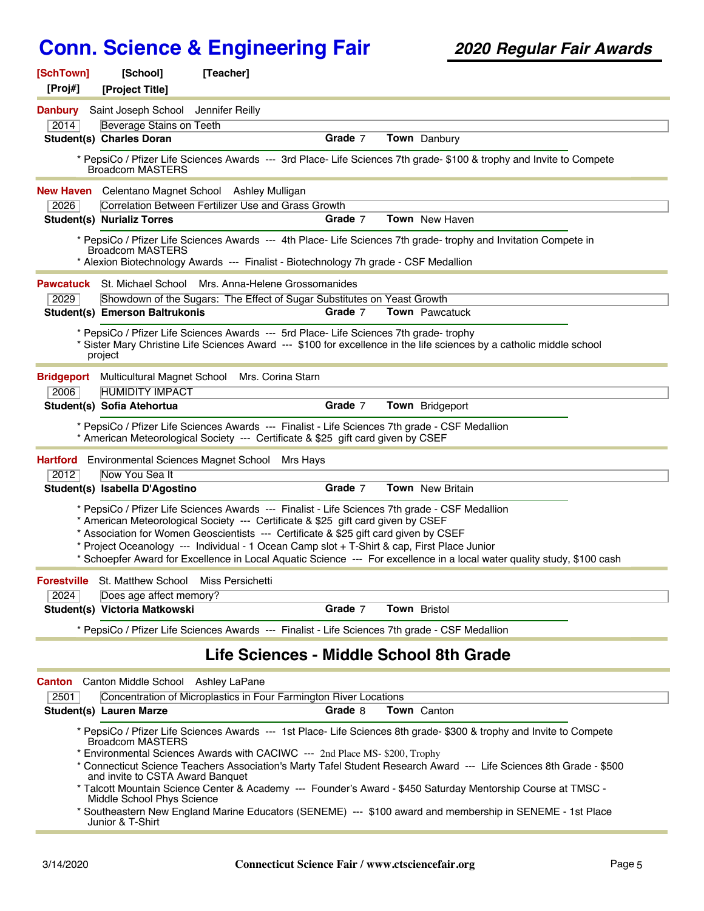# Conn. Science & Engineering Fair

## 2020 Regular Fair Awards

**[SchTown]** **[School]** **[Teacher]**
**[Proj#]** **[Project Title]**

---

**Danbury** Saint Joseph School Jennifer Reilly

2014 | Beverage Stains on Teeth

**Student(s) Charles Doran** **Grade** 7 **Town** Danbury

* PepsiCo / Pfizer Life Sciences Awards --- 3rd Place- Life Sciences 7th grade- $100 & trophy and Invite to Compete Broadcom MASTERS

---

**New Haven** Celentano Magnet School Ashley Mulligan

2026 | Correlation Between Fertilizer Use and Grass Growth

**Student(s) Nurializ Torres** **Grade** 7 **Town** New Haven

* PepsiCo / Pfizer Life Sciences Awards --- 4th Place- Life Sciences 7th grade- trophy and Invitation Compete in Broadcom MASTERS
* Alexion Biotechnology Awards --- Finalist - Biotechnology 7h grade - CSF Medallion

---

**Pawcatuck** St. Michael School Mrs. Anna-Helene Grossomanides

2029 | Showdown of the Sugars: The Effect of Sugar Substitutes on Yeast Growth

**Student(s) Emerson Baltrukonis** **Grade** 7 **Town** Pawcatuck

* PepsiCo / Pfizer Life Sciences Awards --- 5rd Place- Life Sciences 7th grade- trophy
* Sister Mary Christine Life Sciences Award --- $100 for excellence in the life sciences by a catholic middle school project

---

**Bridgeport** Multicultural Magnet School Mrs. Corina Starn

2006 | HUMIDITY IMPACT

**Student(s) Sofia Atehortua** **Grade** 7 **Town** Bridgeport

* PepsiCo / Pfizer Life Sciences Awards --- Finalist - Life Sciences 7th grade - CSF Medallion
* American Meteorological Society --- Certificate & $25 gift card given by CSEF

---

**Hartford** Environmental Sciences Magnet School Mrs Hays

2012 | Now You Sea It

**Student(s) Isabella D'Agostino** **Grade** 7 **Town** New Britain

* PepsiCo / Pfizer Life Sciences Awards --- Finalist - Life Sciences 7th grade - CSF Medallion
* American Meteorological Society --- Certificate & $25 gift card given by CSEF
* Association for Women Geoscientists --- Certificate & $25 gift card given by CSEF
* Project Oceanology --- Individual - 1 Ocean Camp slot + T-Shirt & cap, First Place Junior
* Schoepfer Award for Excellence in Local Aquatic Science --- For excellence in a local water quality study, $100 cash

---

**Forestville** St. Matthew School Miss Persichetti

2024 | Does age affect memory?

**Student(s) Victoria Matkowski** **Grade** 7 **Town** Bristol

* PepsiCo / Pfizer Life Sciences Awards --- Finalist - Life Sciences 7th grade - CSF Medallion

---

## Life Sciences - Middle School 8th Grade

**Canton** Canton Middle School Ashley LaPane

2501 | Concentration of Microplastics in Four Farmington River Locations

**Student(s) Lauren Marze** **Grade** 8 **Town** Canton

* PepsiCo / Pfizer Life Sciences Awards --- 1st Place- Life Sciences 8th grade- $300 & trophy and Invite to Compete Broadcom MASTERS
* Environmental Sciences Awards with CACIWC --- 2nd Place MS- $200, Trophy
* Connecticut Science Teachers Association's Marty Tafel Student Research Award --- Life Sciences 8th Grade - $500 and invite to CSTA Award Banquet
* Talcott Mountain Science Center & Academy --- Founder's Award - $450 Saturday Mentorship Course at TMSC - Middle School Phys Science
* Southeastern New England Marine Educators (SENEME) --- $100 award and membership in SENEME - 1st Place Junior & T-Shirt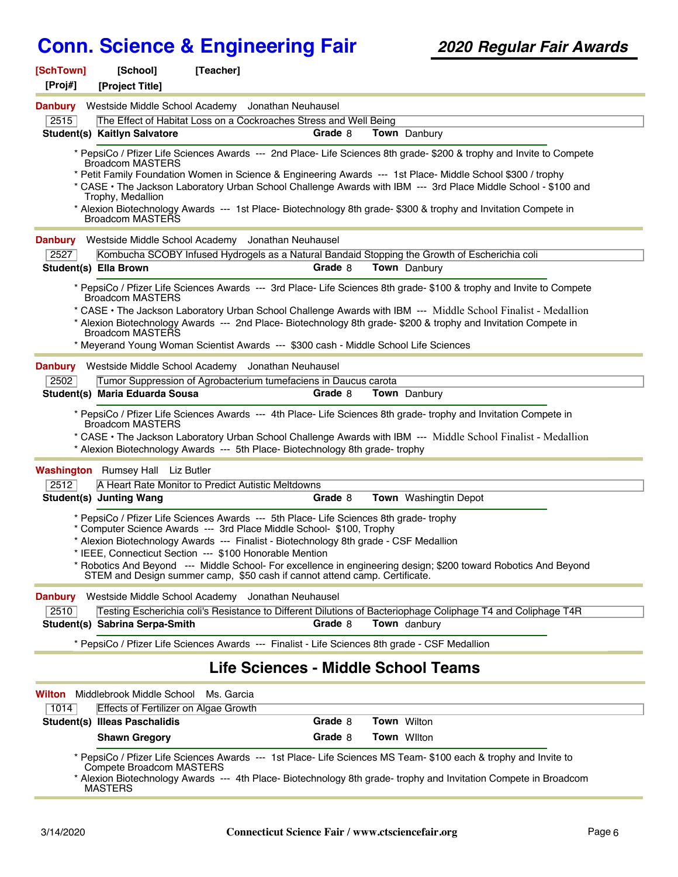**[SchTown] [School] [Teacher]**
**[Proj#] [Project Title]**

---

**Danbury** Westside Middle School Academy Jonathan Neuhausel

2515 | The Effect of Habitat Loss on a Cockroaches Stress and Well Being

**Student(s)** **Kaitlyn Salvatore** **Grade** 8 **Town** Danbury

* PepsiCo / Pfizer Life Sciences Awards --- 2nd Place- Life Sciences 8th grade- $200 & trophy and Invite to Compete Broadcom MASTERS
* Petit Family Foundation Women in Science & Engineering Awards --- 1st Place- Middle School $300 / trophy
* CASE • The Jackson Laboratory Urban School Challenge Awards with IBM --- 3rd Place Middle School - $100 and Trophy, Medallion
* Alexion Biotechnology Awards --- 1st Place- Biotechnology 8th grade- $300 & trophy and Invitation Compete in Broadcom MASTERS

---

**Danbury** Westside Middle School Academy Jonathan Neuhausel

2527 | Kombucha SCOBY Infused Hydrogels as a Natural Bandaid Stopping the Growth of Escherichia coli

**Student(s)** **Ella Brown** **Grade** 8 **Town** Danbury

* PepsiCo / Pfizer Life Sciences Awards --- 3rd Place- Life Sciences 8th grade- $100 & trophy and Invite to Compete Broadcom MASTERS
* CASE • The Jackson Laboratory Urban School Challenge Awards with IBM --- Middle School Finalist - Medallion
* Alexion Biotechnology Awards --- 2nd Place- Biotechnology 8th grade- $200 & trophy and Invitation Compete in Broadcom MASTERS
* Meyerand Young Woman Scientist Awards --- $300 cash - Middle School Life Sciences

---

**Danbury** Westside Middle School Academy Jonathan Neuhausel

2502 | Tumor Suppression of Agrobacterium tumefaciens in Daucus carota

**Student(s)** **Maria Eduarda Sousa** **Grade** 8 **Town** Danbury

* PepsiCo / Pfizer Life Sciences Awards --- 4th Place- Life Sciences 8th grade- trophy and Invitation Compete in Broadcom MASTERS
* CASE • The Jackson Laboratory Urban School Challenge Awards with IBM --- Middle School Finalist - Medallion
* Alexion Biotechnology Awards --- 5th Place- Biotechnology 8th grade- trophy

---

**Washington** Rumsey Hall Liz Butler

2512 | A Heart Rate Monitor to Predict Autistic Meltdowns

**Student(s)** **Junting Wang** **Grade** 8 **Town** Washingtin Depot

* PepsiCo / Pfizer Life Sciences Awards --- 5th Place- Life Sciences 8th grade- trophy
* Computer Science Awards --- 3rd Place Middle School- $100, Trophy
* Alexion Biotechnology Awards --- Finalist - Biotechnology 8th grade - CSF Medallion
* IEEE, Connecticut Section --- $100 Honorable Mention
* Robotics And Beyond --- Middle School- For excellence in engineering design; $200 toward Robotics And Beyond STEM and Design summer camp, $50 cash if cannot attend camp. Certificate.

---

**Danbury** Westside Middle School Academy Jonathan Neuhausel

2510 | Testing Escherichia coli's Resistance to Different Dilutions of Bacteriophage Coliphage T4 and Coliphage T4R

**Student(s)** **Sabrina Serpa-Smith** **Grade** 8 **Town** danbury

* PepsiCo / Pfizer Life Sciences Awards --- Finalist - Life Sciences 8th grade - CSF Medallion

## Life Sciences - Middle School Teams

**Wilton** Middlebrook Middle School Ms. Garcia

1014 | Effects of Fertilizer on Algae Growth

**Student(s)** **Illeas Paschalidis** **Grade** 8 **Town** Wilton

**Shawn Gregory** **Grade** 8 **Town** WIlton

* PepsiCo / Pfizer Life Sciences Awards --- 1st Place- Life Sciences MS Team- $100 each & trophy and Invite to Compete Broadcom MASTERS
* Alexion Biotechnology Awards --- 4th Place- Biotechnology 8th grade- trophy and Invitation Compete in Broadcom MASTERS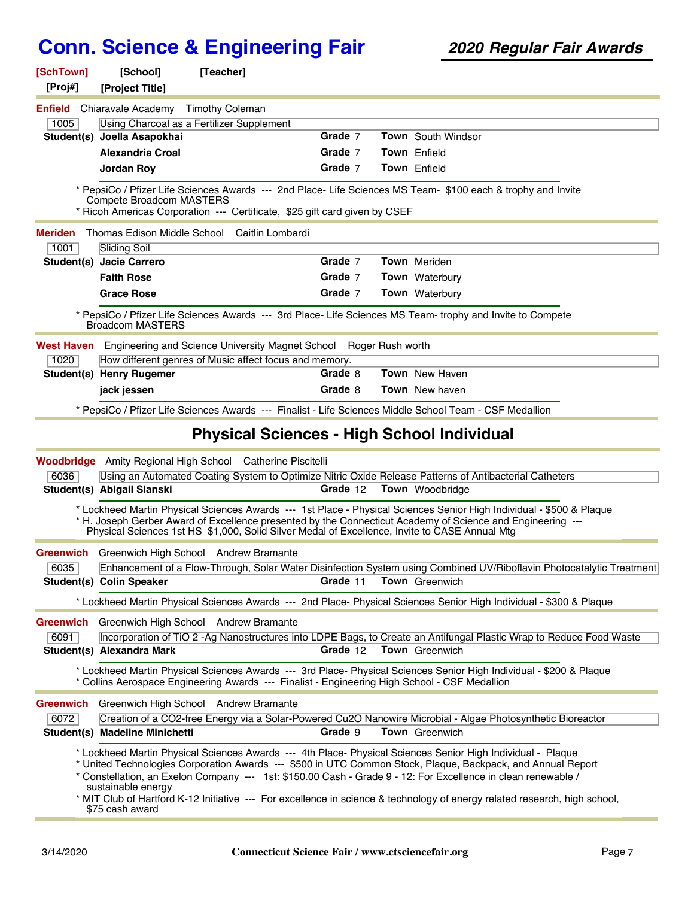# Conn. Science & Engineering Fair

## 2020 Regular Fair Awards

**[SchTown]** **[School]** **[Teacher]**
**[Proj#]** **[Project Title]**

---

**Enfield** Chiaravale Academy Timothy Coleman

1005 — Using Charcoal as a Fertilizer Supplement

| Student(s) | Grade | Town |
|---|---|---|
| **Joella Asapokhai** | 7 | South Windsor |
| **Alexandria Croal** | 7 | Enfield |
| **Jordan Roy** | 7 | Enfield |

* PepsiCo / Pfizer Life Sciences Awards --- 2nd Place- Life Sciences MS Team- $100 each & trophy and Invite Compete Broadcom MASTERS
* Ricoh Americas Corporation --- Certificate, $25 gift card given by CSEF

---

**Meriden** Thomas Edison Middle School Caitlin Lombardi

1001 — Sliding Soil

| Student(s) | Grade | Town |
|---|---|---|
| **Jacie Carrero** | 7 | Meriden |
| **Faith Rose** | 7 | Waterbury |
| **Grace Rose** | 7 | Waterbury |

* PepsiCo / Pfizer Life Sciences Awards --- 3rd Place- Life Sciences MS Team- trophy and Invite to Compete Broadcom MASTERS

---

**West Haven** Engineering and Science University Magnet School Roger Rush worth

1020 — How different genres of Music affect focus and memory.

| Student(s) | Grade | Town |
|---|---|---|
| **Henry Rugemer** | 8 | New Haven |
| **jack jessen** | 8 | New haven |

* PepsiCo / Pfizer Life Sciences Awards --- Finalist - Life Sciences Middle School Team - CSF Medallion

---

## Physical Sciences - High School Individual

**Woodbridge** Amity Regional High School Catherine Piscitelli

6036 — Using an Automated Coating System to Optimize Nitric Oxide Release Patterns of Antibacterial Catheters

| Student(s) | Grade | Town |
|---|---|---|
| **Abigail Slanski** | 12 | Woodbridge |

* Lockheed Martin Physical Sciences Awards --- 1st Place - Physical Sciences Senior High Individual - $500 & Plaque
* H. Joseph Gerber Award of Excellence presented by the Connecticut Academy of Science and Engineering --- Physical Sciences 1st HS $1,000, Solid Silver Medal of Excellence, Invite to CASE Annual Mtg

---

**Greenwich** Greenwich High School Andrew Bramante

6035 — Enhancement of a Flow-Through, Solar Water Disinfection System using Combined UV/Riboflavin Photocatalytic Treatment

| Student(s) | Grade | Town |
|---|---|---|
| **Colin Speaker** | 11 | Greenwich |

* Lockheed Martin Physical Sciences Awards --- 2nd Place- Physical Sciences Senior High Individual - $300 & Plaque

---

**Greenwich** Greenwich High School Andrew Bramante

6091 — Incorporation of TiO 2 -Ag Nanostructures into LDPE Bags, to Create an Antifungal Plastic Wrap to Reduce Food Waste

| Student(s) | Grade | Town |
|---|---|---|
| **Alexandra Mark** | 12 | Greenwich |

* Lockheed Martin Physical Sciences Awards --- 3rd Place- Physical Sciences Senior High Individual - $200 & Plaque
* Collins Aerospace Engineering Awards --- Finalist - Engineering High School - CSF Medallion

---

**Greenwich** Greenwich High School Andrew Bramante

6072 — Creation of a CO2-free Energy via a Solar-Powered Cu2O Nanowire Microbial - Algae Photosynthetic Bioreactor

| Student(s) | Grade | Town |
|---|---|---|
| **Madeline Minichetti** | 9 | Greenwich |

* Lockheed Martin Physical Sciences Awards --- 4th Place- Physical Sciences Senior High Individual - Plaque
* United Technologies Corporation Awards --- $500 in UTC Common Stock, Plaque, Backpack, and Annual Report
* Constellation, an Exelon Company --- 1st: $150.00 Cash - Grade 9 - 12: For Excellence in clean renewable / sustainable energy
* MIT Club of Hartford K-12 Initiative --- For excellence in science & technology of energy related research, high school, $75 cash award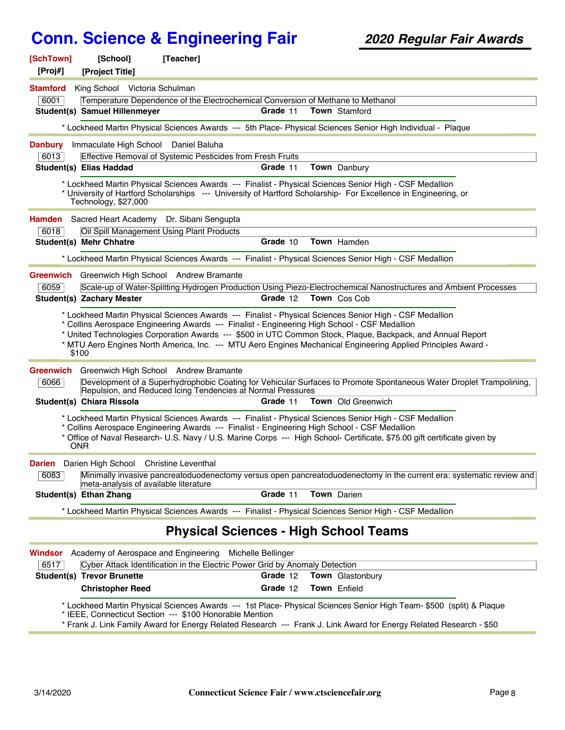# Conn. Science & Engineering Fair

***2020 Regular Fair Awards***

**[SchTown]** **[School]** **[Teacher]**
**[Proj#]** **[Project Title]**

---

**Stamford** King School Victoria Schulman

6001 | Temperature Dependence of the Electrochemical Conversion of Methane to Methanol

**Student(s) Samuel Hillenmeyer** **Grade** 11 **Town** Stamford

* Lockheed Martin Physical Sciences Awards --- 5th Place- Physical Sciences Senior High Individual - Plaque

---

**Danbury** Immaculate High School Daniel Baluha

6013 | Effective Removal of Systemic Pesticides from Fresh Fruits

**Student(s) Elias Haddad** **Grade** 11 **Town** Danbury

* Lockheed Martin Physical Sciences Awards --- Finalist - Physical Sciences Senior High - CSF Medallion
* University of Hartford Scholarships --- University of Hartford Scholarship- For Excellence in Engineering, or Technology, $27,000

---

**Hamden** Sacred Heart Academy Dr. Sibani Sengupta

6018 | Oil Spill Management Using Plant Products

**Student(s) Mehr Chhatre** **Grade** 10 **Town** Hamden

* Lockheed Martin Physical Sciences Awards --- Finalist - Physical Sciences Senior High - CSF Medallion

---

**Greenwich** Greenwich High School Andrew Bramante

6059 | Scale-up of Water-Splitting Hydrogen Production Using Piezo-Electrochemical Nanostructures and Ambient Processes

**Student(s) Zachary Mester** **Grade** 12 **Town** Cos Cob

* Lockheed Martin Physical Sciences Awards --- Finalist - Physical Sciences Senior High - CSF Medallion
* Collins Aerospace Engineering Awards --- Finalist - Engineering High School - CSF Medallion
* United Technologies Corporation Awards --- $500 in UTC Common Stock, Plaque, Backpack, and Annual Report
* MTU Aero Engines North America, Inc. --- MTU Aero Engines Mechanical Engineering Applied Principles Award - $100

---

**Greenwich** Greenwich High School Andrew Bramante

6066 | Development of a Superhydrophobic Coating for Vehicular Surfaces to Promote Spontaneous Water Droplet Trampolining, Repulsion, and Reduced Icing Tendencies at Normal Pressures

**Student(s) Chiara Rissola** **Grade** 11 **Town** Old Greenwich

* Lockheed Martin Physical Sciences Awards --- Finalist - Physical Sciences Senior High - CSF Medallion
* Collins Aerospace Engineering Awards --- Finalist - Engineering High School - CSF Medallion
* Office of Naval Research- U.S. Navy / U.S. Marine Corps --- High School- Certificate, $75.00 gift certificate given by ONR

---

**Darien** Darien High School Christine Leventhal

6083 | Minimally invasive pancreatoduodenectomy versus open pancreatoduodenectomy in the current era: systematic review and meta-analysis of available literature

**Student(s) Ethan Zhang** **Grade** 11 **Town** Darien

* Lockheed Martin Physical Sciences Awards --- Finalist - Physical Sciences Senior High - CSF Medallion

---

## Physical Sciences - High School Teams

**Windsor** Academy of Aerospace and Engineering Michelle Bellinger

6517 | Cyber Attack Identification in the Electric Power Grid by Anomaly Detection

**Student(s) Trevor Brunette** **Grade** 12 **Town** Glastonbury
**Christopher Reed** **Grade** 12 **Town** Enfield

* Lockheed Martin Physical Sciences Awards --- 1st Place- Physical Sciences Senior High Team- $500 (split) & Plaque
* IEEE, Connecticut Section --- $100 Honorable Mention
* Frank J. Link Family Award for Energy Related Research --- Frank J. Link Award for Energy Related Research - $50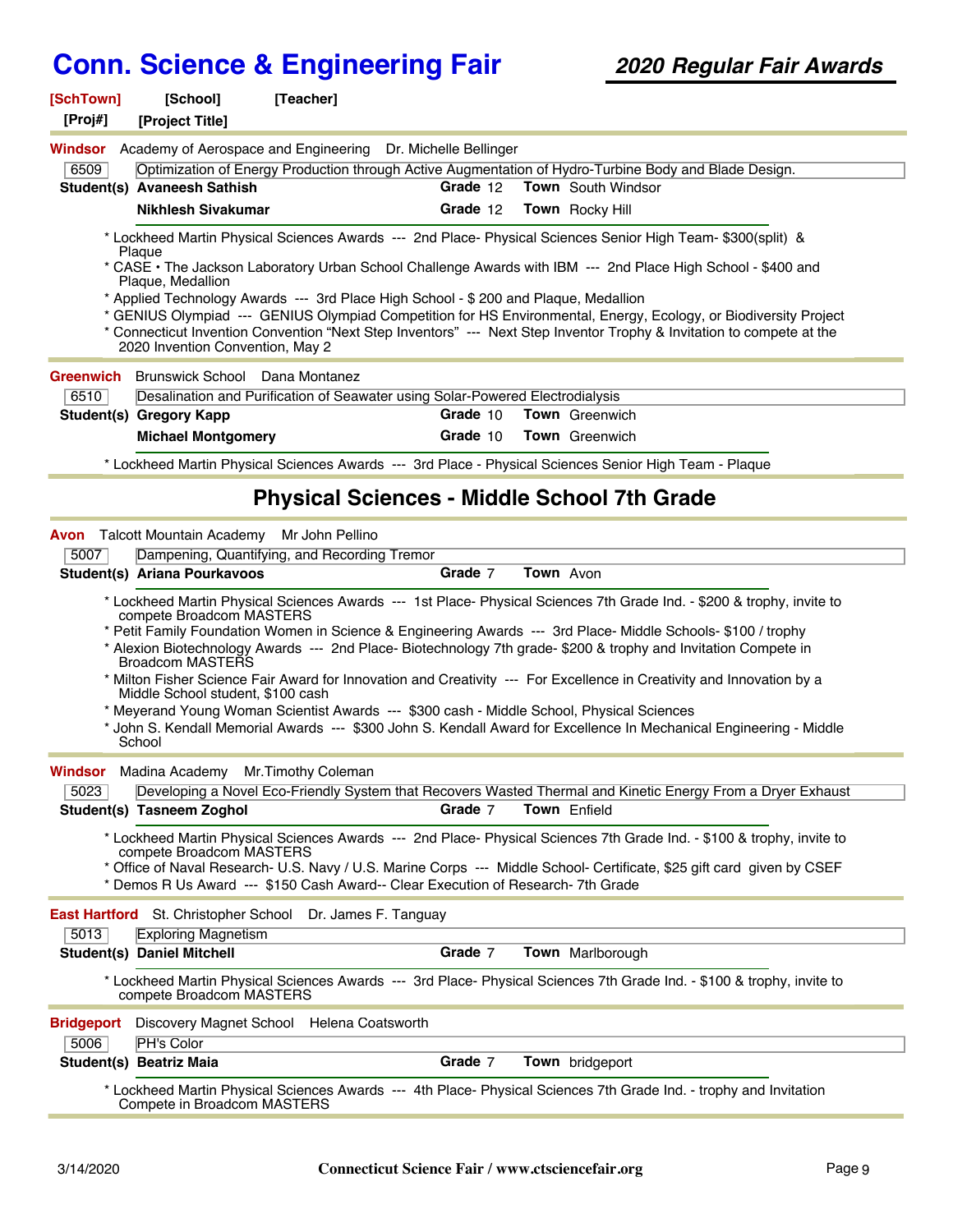# Conn. Science & Engineering Fair

## *2020 Regular Fair Awards*

**[SchTown]** **[School]** **[Teacher]**
**[Proj#]** **[Project Title]**

---

**Windsor** Academy of Aerospace and Engineering Dr. Michelle Bellinger

6509 | Optimization of Energy Production through Active Augmentation of Hydro-Turbine Body and Blade Design.

**Student(s)** **Avaneesh Sathish** **Grade** 12 **Town** South Windsor
**Nikhlesh Sivakumar** **Grade** 12 **Town** Rocky Hill

* Lockheed Martin Physical Sciences Awards --- 2nd Place- Physical Sciences Senior High Team- $300(split) & Plaque
* CASE • The Jackson Laboratory Urban School Challenge Awards with IBM --- 2nd Place High School - $400 and Plaque, Medallion
* Applied Technology Awards --- 3rd Place High School - $ 200 and Plaque, Medallion
* GENIUS Olympiad --- GENIUS Olympiad Competition for HS Environmental, Energy, Ecology, or Biodiversity Project
* Connecticut Invention Convention “Next Step Inventors” --- Next Step Inventor Trophy & Invitation to compete at the 2020 Invention Convention, May 2

---

**Greenwich** Brunswick School Dana Montanez

6510 | Desalination and Purification of Seawater using Solar-Powered Electrodialysis

**Student(s)** **Gregory Kapp** **Grade** 10 **Town** Greenwich
**Michael Montgomery** **Grade** 10 **Town** Greenwich

* Lockheed Martin Physical Sciences Awards --- 3rd Place - Physical Sciences Senior High Team - Plaque

---

## Physical Sciences - Middle School 7th Grade

**Avon** Talcott Mountain Academy Mr John Pellino

5007 | Dampening, Quantifying, and Recording Tremor

**Student(s)** **Ariana Pourkavoos** **Grade** 7 **Town** Avon

* Lockheed Martin Physical Sciences Awards --- 1st Place- Physical Sciences 7th Grade Ind. - $200 & trophy, invite to compete Broadcom MASTERS
* Petit Family Foundation Women in Science & Engineering Awards --- 3rd Place- Middle Schools- $100 / trophy
* Alexion Biotechnology Awards --- 2nd Place- Biotechnology 7th grade- $200 & trophy and Invitation Compete in Broadcom MASTERS
* Milton Fisher Science Fair Award for Innovation and Creativity --- For Excellence in Creativity and Innovation by a Middle School student, $100 cash
* Meyerand Young Woman Scientist Awards --- $300 cash - Middle School, Physical Sciences
* John S. Kendall Memorial Awards --- $300 John S. Kendall Award for Excellence In Mechanical Engineering - Middle School

---

**Windsor** Madina Academy Mr.Timothy Coleman

5023 | Developing a Novel Eco-Friendly System that Recovers Wasted Thermal and Kinetic Energy From a Dryer Exhaust

**Student(s)** **Tasneem Zoghol** **Grade** 7 **Town** Enfield

* Lockheed Martin Physical Sciences Awards --- 2nd Place- Physical Sciences 7th Grade Ind. - $100 & trophy, invite to compete Broadcom MASTERS
* Office of Naval Research- U.S. Navy / U.S. Marine Corps --- Middle School- Certificate, $25 gift card given by CSEF
* Demos R Us Award --- $150 Cash Award-- Clear Execution of Research- 7th Grade

---

**East Hartford** St. Christopher School Dr. James F. Tanguay

5013 | Exploring Magnetism

**Student(s)** **Daniel Mitchell** **Grade** 7 **Town** Marlborough

* Lockheed Martin Physical Sciences Awards --- 3rd Place- Physical Sciences 7th Grade Ind. - $100 & trophy, invite to compete Broadcom MASTERS

---

**Bridgeport** Discovery Magnet School Helena Coatsworth

5006 | PH's Color

**Student(s)** **Beatriz Maia** **Grade** 7 **Town** bridgeport

* Lockheed Martin Physical Sciences Awards --- 4th Place- Physical Sciences 7th Grade Ind. - trophy and Invitation Compete in Broadcom MASTERS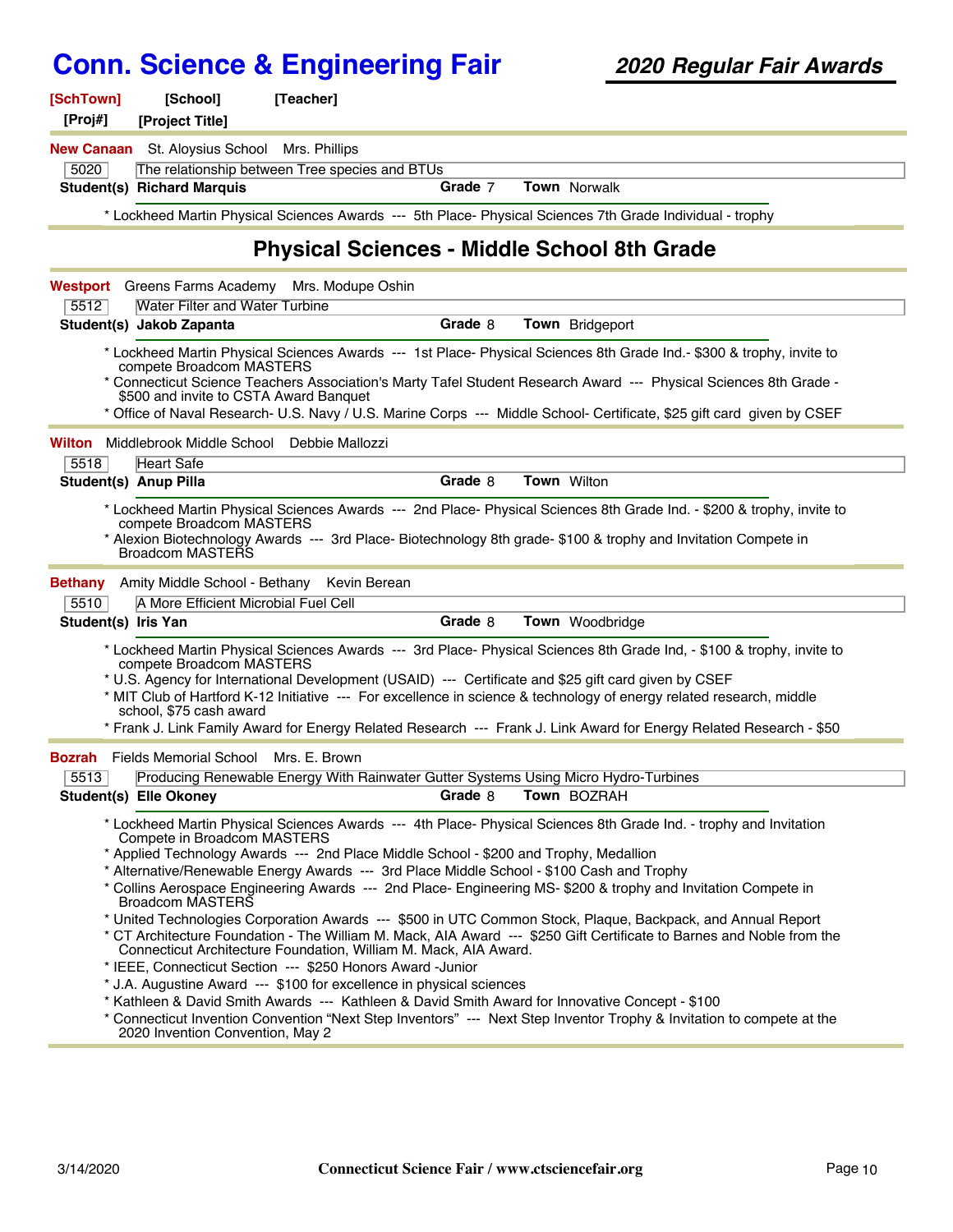**[SchTown]** **[School]** **[Teacher]**
**[Proj#]** **[Project Title]**

**New Canaan** St. Aloysius School Mrs. Phillips

5020 The relationship between Tree species and BTUs

**Student(s) Richard Marquis** **Grade** 7 **Town** Norwalk

* Lockheed Martin Physical Sciences Awards --- 5th Place- Physical Sciences 7th Grade Individual - trophy

## Physical Sciences - Middle School 8th Grade

**Westport** Greens Farms Academy Mrs. Modupe Oshin

5512 Water Filter and Water Turbine

**Student(s) Jakob Zapanta** **Grade** 8 **Town** Bridgeport

* Lockheed Martin Physical Sciences Awards --- 1st Place- Physical Sciences 8th Grade Ind.- $300 & trophy, invite to compete Broadcom MASTERS
* Connecticut Science Teachers Association's Marty Tafel Student Research Award --- Physical Sciences 8th Grade - $500 and invite to CSTA Award Banquet
* Office of Naval Research- U.S. Navy / U.S. Marine Corps --- Middle School- Certificate, $25 gift card given by CSEF

**Wilton** Middlebrook Middle School Debbie Mallozzi

5518 Heart Safe

**Student(s) Anup Pilla** **Grade** 8 **Town** Wilton

* Lockheed Martin Physical Sciences Awards --- 2nd Place- Physical Sciences 8th Grade Ind. - $200 & trophy, invite to compete Broadcom MASTERS
* Alexion Biotechnology Awards --- 3rd Place- Biotechnology 8th grade- $100 & trophy and Invitation Compete in Broadcom MASTERS

**Bethany** Amity Middle School - Bethany Kevin Berean

5510 A More Efficient Microbial Fuel Cell

**Student(s) Iris Yan** **Grade** 8 **Town** Woodbridge

* Lockheed Martin Physical Sciences Awards --- 3rd Place- Physical Sciences 8th Grade Ind, - $100 & trophy, invite to compete Broadcom MASTERS
* U.S. Agency for International Development (USAID) --- Certificate and $25 gift card given by CSEF
* MIT Club of Hartford K-12 Initiative --- For excellence in science & technology of energy related research, middle school, $75 cash award
* Frank J. Link Family Award for Energy Related Research --- Frank J. Link Award for Energy Related Research - $50

**Bozrah** Fields Memorial School Mrs. E. Brown

5513 Producing Renewable Energy With Rainwater Gutter Systems Using Micro Hydro-Turbines

**Student(s) Elle Okoney** **Grade** 8 **Town** BOZRAH

* Lockheed Martin Physical Sciences Awards --- 4th Place- Physical Sciences 8th Grade Ind. - trophy and Invitation Compete in Broadcom MASTERS
* Applied Technology Awards --- 2nd Place Middle School - $200 and Trophy, Medallion
* Alternative/Renewable Energy Awards --- 3rd Place Middle School - $100 Cash and Trophy
* Collins Aerospace Engineering Awards --- 2nd Place- Engineering MS- $200 & trophy and Invitation Compete in Broadcom MASTERS
* United Technologies Corporation Awards --- $500 in UTC Common Stock, Plaque, Backpack, and Annual Report
* CT Architecture Foundation - The William M. Mack, AIA Award --- $250 Gift Certificate to Barnes and Noble from the Connecticut Architecture Foundation, William M. Mack, AIA Award.
* IEEE, Connecticut Section --- $250 Honors Award -Junior
* J.A. Augustine Award --- $100 for excellence in physical sciences
* Kathleen & David Smith Awards --- Kathleen & David Smith Award for Innovative Concept - $100
* Connecticut Invention Convention “Next Step Inventors” --- Next Step Inventor Trophy & Invitation to compete at the 2020 Invention Convention, May 2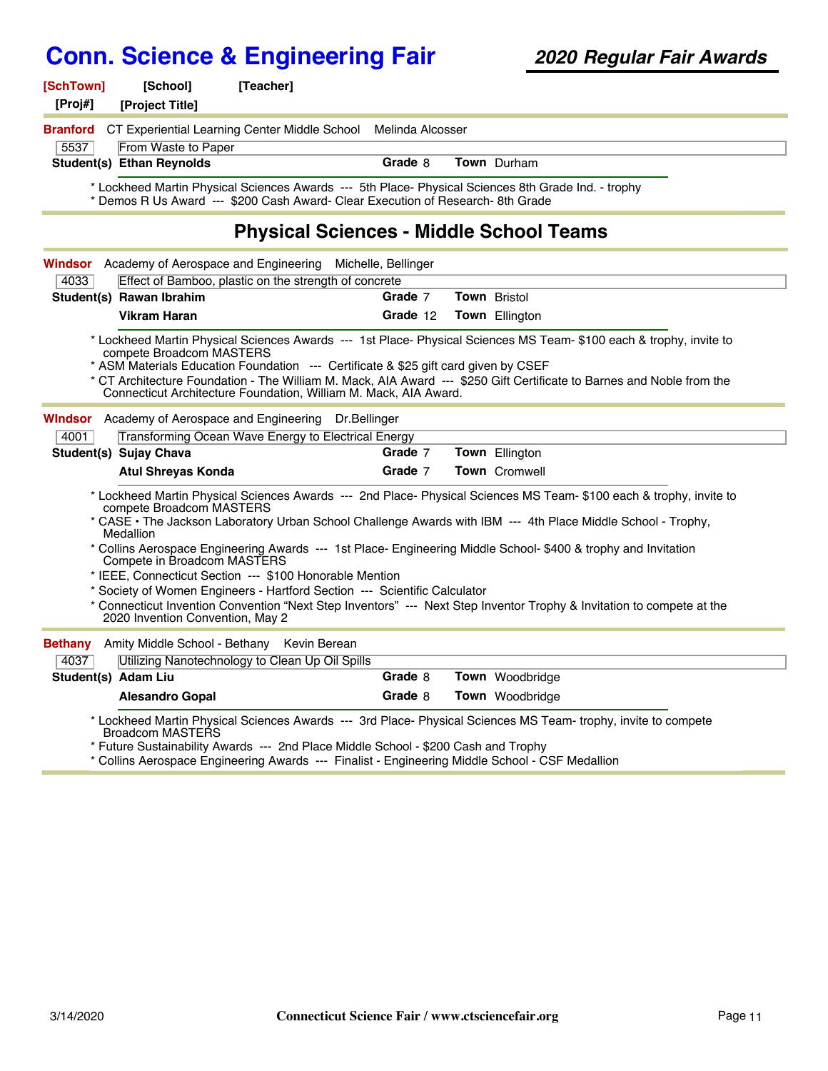# Conn. Science & Engineering Fair

## *2020 Regular Fair Awards*

**[SchTown]** **[School]** **[Teacher]**
**[Proj#]** **[Project Title]**

---

**Branford** CT Experiential Learning Center Middle School Melinda Alcosser

| 5537 | From Waste to Paper | | |
|---|---|---|---|
| **Student(s)** | **Ethan Reynolds** | **Grade** 8 | **Town** Durham |

* Lockheed Martin Physical Sciences Awards --- 5th Place- Physical Sciences 8th Grade Ind. - trophy
* Demos R Us Award --- $200 Cash Award- Clear Execution of Research- 8th Grade

## Physical Sciences - Middle School Teams

**Windsor** Academy of Aerospace and Engineering Michelle, Bellinger

| 4033 | Effect of Bamboo, plastic on the strength of concrete | | |
|---|---|---|---|
| **Student(s)** | **Rawan Ibrahim** | **Grade** 7 | **Town** Bristol |
| | **Vikram Haran** | **Grade** 12 | **Town** Ellington |

* Lockheed Martin Physical Sciences Awards --- 1st Place- Physical Sciences MS Team- $100 each & trophy, invite to compete Broadcom MASTERS
* ASM Materials Education Foundation --- Certificate & $25 gift card given by CSEF
* CT Architecture Foundation - The William M. Mack, AIA Award --- $250 Gift Certificate to Barnes and Noble from the Connecticut Architecture Foundation, William M. Mack, AIA Award.

**WIndsor** Academy of Aerospace and Engineering Dr.Bellinger

| 4001 | Transforming Ocean Wave Energy to Electrical Energy | | |
|---|---|---|---|
| **Student(s)** | **Sujay Chava** | **Grade** 7 | **Town** Ellington |
| | **Atul Shreyas Konda** | **Grade** 7 | **Town** Cromwell |

* Lockheed Martin Physical Sciences Awards --- 2nd Place- Physical Sciences MS Team- $100 each & trophy, invite to compete Broadcom MASTERS
* CASE • The Jackson Laboratory Urban School Challenge Awards with IBM --- 4th Place Middle School - Trophy, Medallion
* Collins Aerospace Engineering Awards --- 1st Place- Engineering Middle School- $400 & trophy and Invitation Compete in Broadcom MASTERS
* IEEE, Connecticut Section --- $100 Honorable Mention
* Society of Women Engineers - Hartford Section --- Scientific Calculator
* Connecticut Invention Convention "Next Step Inventors" --- Next Step Inventor Trophy & Invitation to compete at the 2020 Invention Convention, May 2

**Bethany** Amity Middle School - Bethany Kevin Berean

| 4037 | Utilizing Nanotechnology to Clean Up Oil Spills | | |
|---|---|---|---|
| **Student(s)** | **Adam Liu** | **Grade** 8 | **Town** Woodbridge |
| | **Alesandro Gopal** | **Grade** 8 | **Town** Woodbridge |

* Lockheed Martin Physical Sciences Awards --- 3rd Place- Physical Sciences MS Team- trophy, invite to compete Broadcom MASTERS
* Future Sustainability Awards --- 2nd Place Middle School - $200 Cash and Trophy
* Collins Aerospace Engineering Awards --- Finalist - Engineering Middle School - CSF Medallion